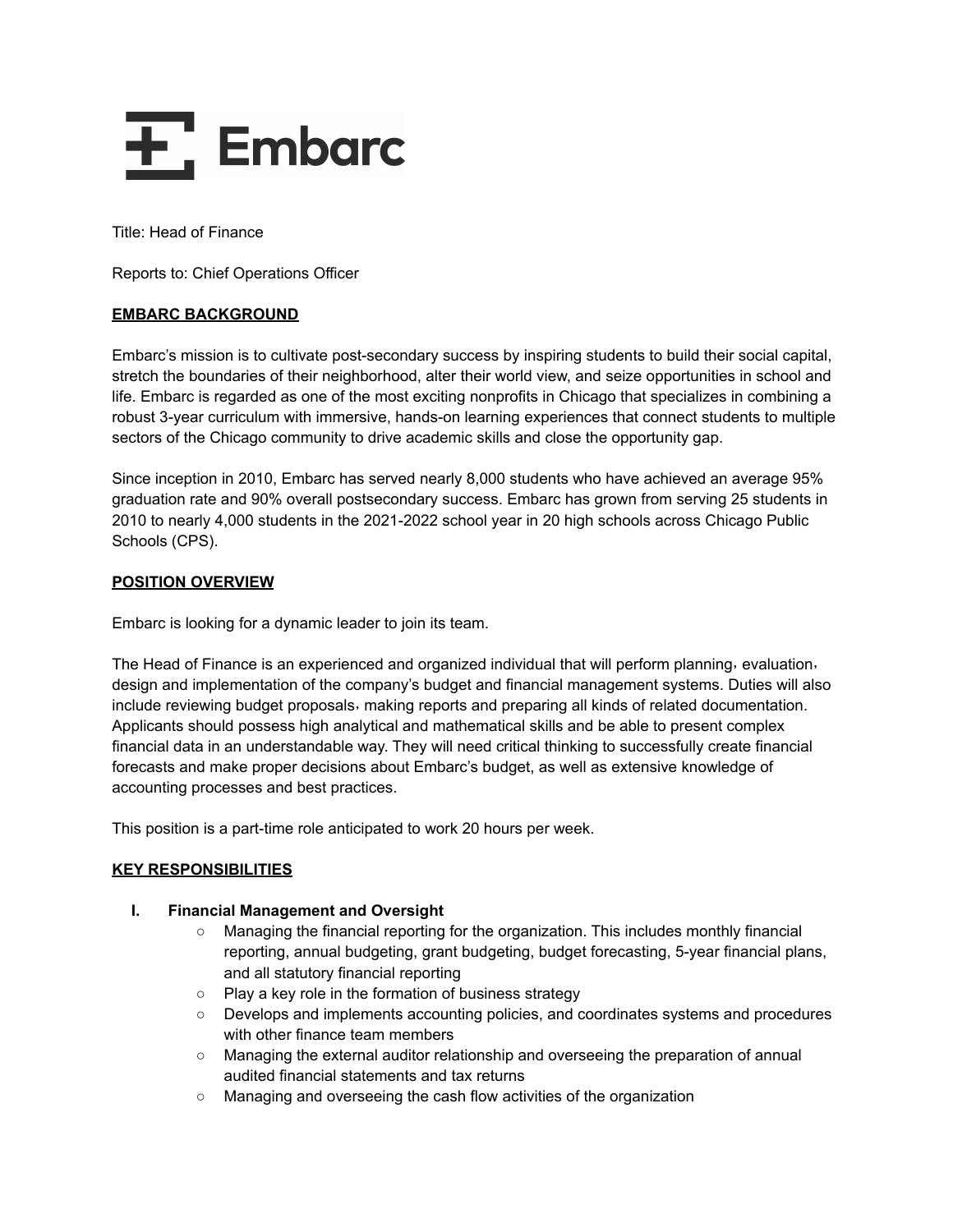Embarc

Title: Head of Finance

Reports to: Chief Operations Officer

## EMBARC BACKGROUND

Embarc's mission is to cultivate post-secondary success by inspiring students to build their social capital, stretch the boundaries of their neighborhood, alter their world view, and seize opportunities in school and life. Embarc is regarded as one of the most exciting nonprofits in Chicago that specializes in combining a robust 3-year curriculum with immersive, hands-on learning experiences that connect students to multiple sectors of the Chicago community to drive academic skills and close the opportunity gap.

Since inception in 2010, Embarc has served nearly 8,000 students who have achieved an average 95% graduation rate and 90% overall postsecondary success. Embarc has grown from serving 25 students in 2010 to nearly 4,000 students in the 2021-2022 school year in 20 high schools across Chicago Public Schools (CPS).

## POSITION OVERVIEW

Embarc is looking for a dynamic leader to join its team.

The Head of Finance is an experienced and organized individual that will perform planning, evaluation, design and implementation of the company's budget and financial management systems. Duties will also include reviewing budget proposals, making reports and preparing all kinds of related documentation. Applicants should possess high analytical and mathematical skills and be able to present complex financial data in an understandable way. They will need critical thinking to successfully create financial forecasts and make proper decisions about Embarc's budget, as well as extensive knowledge of accounting processes and best practices.

This position is a part-time role anticipated to work 20 hours per week.

## KEY RESPONSIBILITIES

I. **Financial Management and Oversight**
   - Managing the financial reporting for the organization. This includes monthly financial reporting, annual budgeting, grant budgeting, budget forecasting, 5-year financial plans, and all statutory financial reporting
   - Play a key role in the formation of business strategy
   - Develops and implements accounting policies, and coordinates systems and procedures with other finance team members
   - Managing the external auditor relationship and overseeing the preparation of annual audited financial statements and tax returns
   - Managing and overseeing the cash flow activities of the organization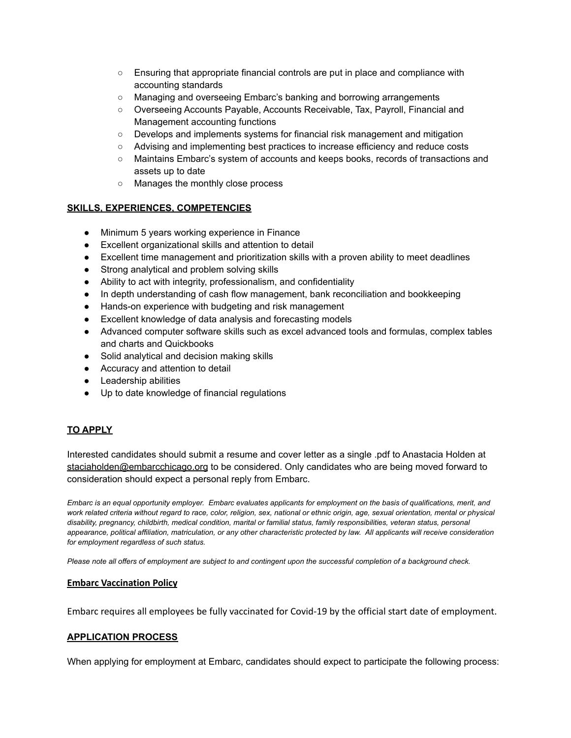- Ensuring that appropriate financial controls are put in place and compliance with accounting standards
  - Managing and overseeing Embarc's banking and borrowing arrangements
  - Overseeing Accounts Payable, Accounts Receivable, Tax, Payroll, Financial and Management accounting functions
  - Develops and implements systems for financial risk management and mitigation
  - Advising and implementing best practices to increase efficiency and reduce costs
  - Maintains Embarc's system of accounts and keeps books, records of transactions and assets up to date
  - Manages the monthly close process

## SKILLS, EXPERIENCES, COMPETENCIES

- Minimum 5 years working experience in Finance
- Excellent organizational skills and attention to detail
- Excellent time management and prioritization skills with a proven ability to meet deadlines
- Strong analytical and problem solving skills
- Ability to act with integrity, professionalism, and confidentiality
- In depth understanding of cash flow management, bank reconciliation and bookkeeping
- Hands-on experience with budgeting and risk management
- Excellent knowledge of data analysis and forecasting models
- Advanced computer software skills such as excel advanced tools and formulas, complex tables and charts and Quickbooks
- Solid analytical and decision making skills
- Accuracy and attention to detail
- Leadership abilities
- Up to date knowledge of financial regulations

## TO APPLY

Interested candidates should submit a resume and cover letter as a single .pdf to Anastacia Holden at staciaholden@embarcchicago.org to be considered. Only candidates who are being moved forward to consideration should expect a personal reply from Embarc.

*Embarc is an equal opportunity employer. Embarc evaluates applicants for employment on the basis of qualifications, merit, and work related criteria without regard to race, color, religion, sex, national or ethnic origin, age, sexual orientation, mental or physical disability, pregnancy, childbirth, medical condition, marital or familial status, family responsibilities, veteran status, personal appearance, political affiliation, matriculation, or any other characteristic protected by law. All applicants will receive consideration for employment regardless of such status.*

*Please note all offers of employment are subject to and contingent upon the successful completion of a background check.*

## Embarc Vaccination Policy

Embarc requires all employees be fully vaccinated for Covid-19 by the official start date of employment.

## APPLICATION PROCESS

When applying for employment at Embarc, candidates should expect to participate the following process: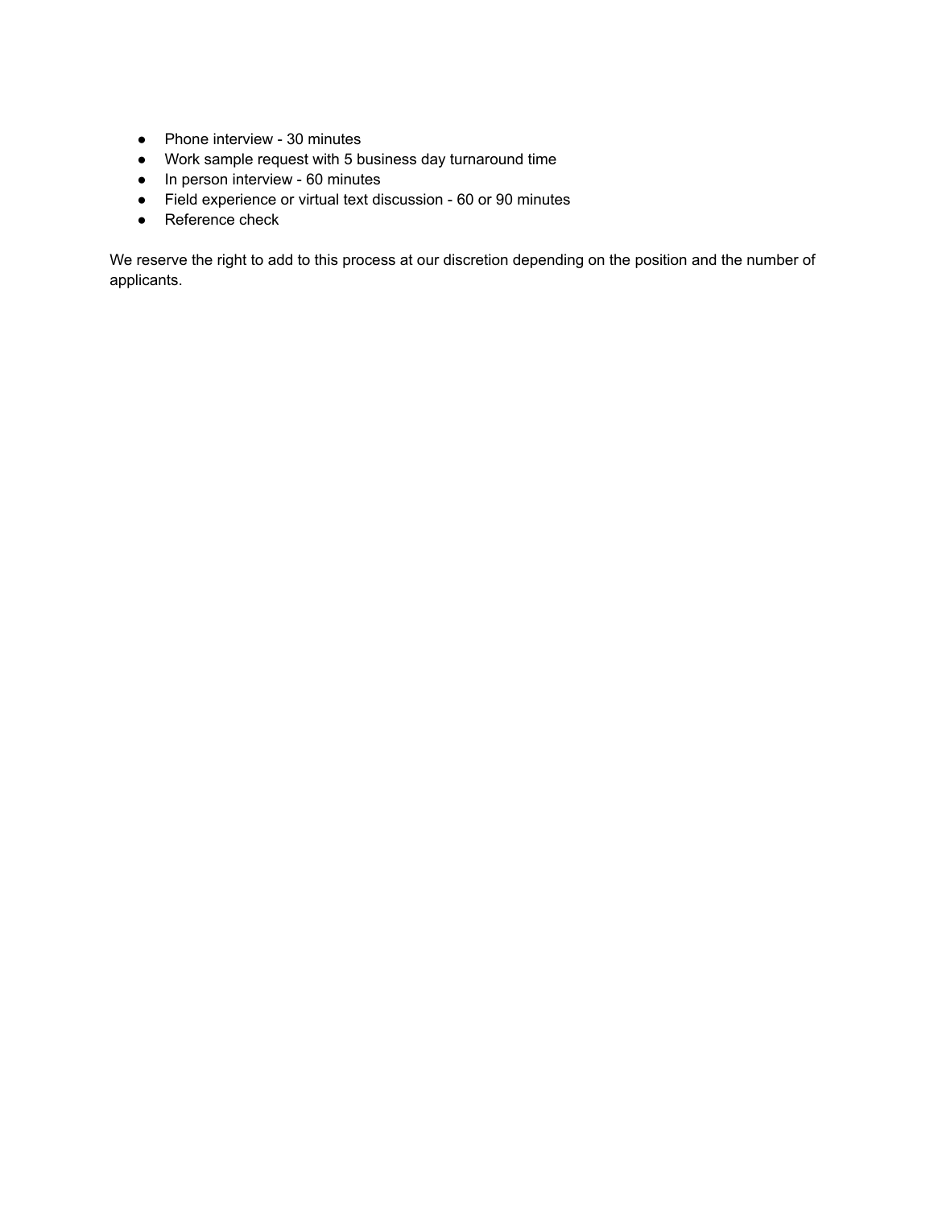- Phone interview - 30 minutes
- Work sample request with 5 business day turnaround time
- In person interview - 60 minutes
- Field experience or virtual text discussion - 60 or 90 minutes
- Reference check

We reserve the right to add to this process at our discretion depending on the position and the number of applicants.